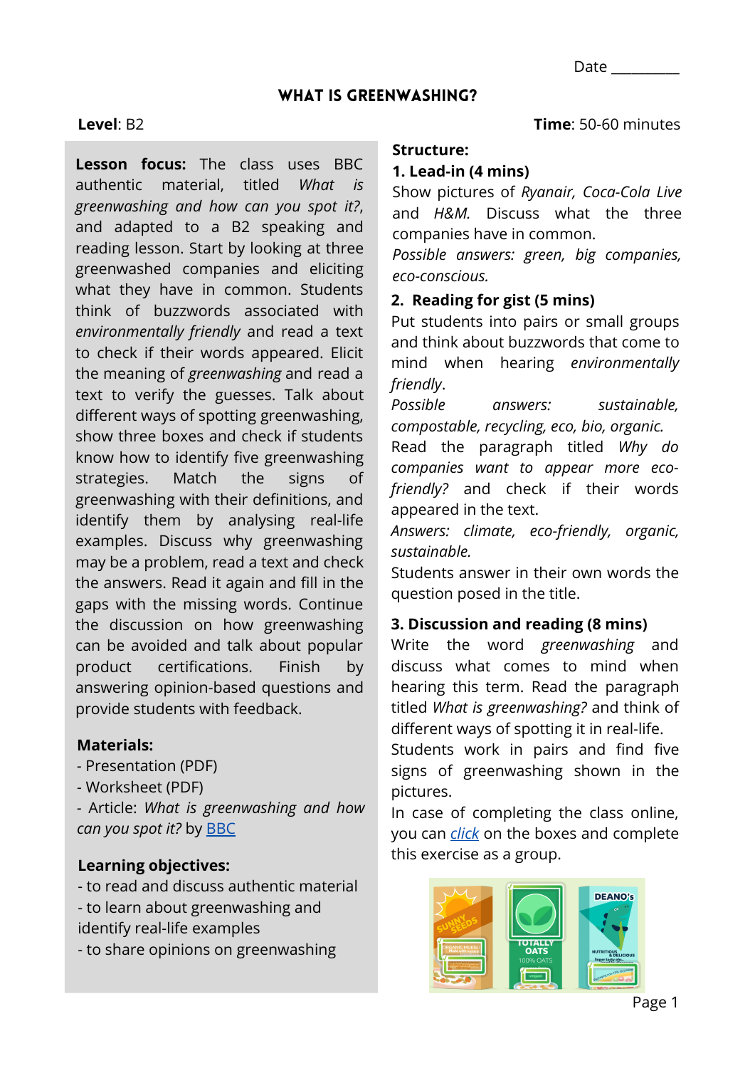Date _________

# WHAT IS GREENWASHING?

**Level**: B2

**Time**: 50-60 minutes

**Lesson focus:** The class uses BBC authentic material, titled *What is greenwashing and how can you spot it?*, and adapted to a B2 speaking and reading lesson. Start by looking at three greenwashed companies and eliciting what they have in common. Students think of buzzwords associated with *environmentally friendly* and read a text to check if their words appeared. Elicit the meaning of *greenwashing* and read a text to verify the guesses. Talk about different ways of spotting greenwashing, show three boxes and check if students know how to identify five greenwashing strategies. Match the signs of greenwashing with their definitions, and identify them by analysing real-life examples. Discuss why greenwashing may be a problem, read a text and check the answers. Read it again and fill in the gaps with the missing words. Continue the discussion on how greenwashing can be avoided and talk about popular product certifications. Finish by answering opinion-based questions and provide students with feedback.

**Materials:**
- Presentation (PDF)
- Worksheet (PDF)
- Article: *What is greenwashing and how can you spot it?* by [BBC]

**Learning objectives:**
- to read and discuss authentic material
- to learn about greenwashing and identify real-life examples
- to share opinions on greenwashing

**Structure:**

**1. Lead-in (4 mins)**

Show pictures of *Ryanair, Coca-Cola Live* and *H&M.* Discuss what the three companies have in common.
*Possible answers: green, big companies, eco-conscious.*

**2. Reading for gist (5 mins)**

Put students into pairs or small groups and think about buzzwords that come to mind when hearing *environmentally friendly*.
*Possible answers: sustainable, compostable, recycling, eco, bio, organic.*
Read the paragraph titled *Why do companies want to appear more eco-friendly?* and check if their words appeared in the text.
*Answers: climate, eco-friendly, organic, sustainable.*
Students answer in their own words the question posed in the title.

**3. Discussion and reading (8 mins)**

Write the word *greenwashing* and discuss what comes to mind when hearing this term. Read the paragraph titled *What is greenwashing?* and think of different ways of spotting it in real-life.
Students work in pairs and find five signs of greenwashing shown in the pictures.
In case of completing the class online, you can [click] on the boxes and complete this exercise as a group.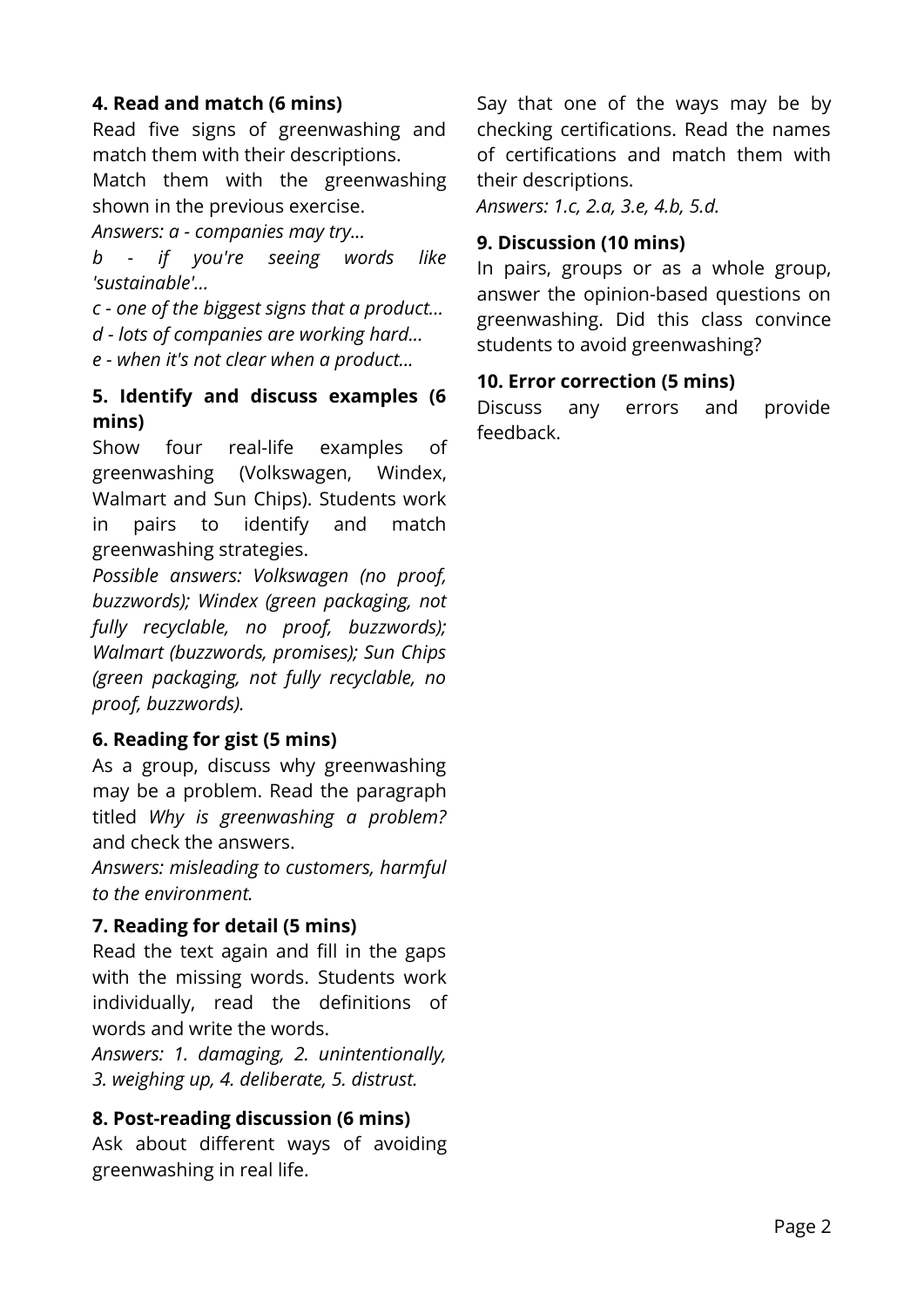#### 4. Read and match (6 mins)

Read five signs of greenwashing and match them with their descriptions.

Match them with the greenwashing shown in the previous exercise.

*Answers: a - companies may try...*

*b - if you're seeing words like 'sustainable'...*

*c - one of the biggest signs that a product...*

*d - lots of companies are working hard...*

*e - when it's not clear when a product...*

#### 5. Identify and discuss examples (6 mins)

Show four real-life examples of greenwashing (Volkswagen, Windex, Walmart and Sun Chips). Students work in pairs to identify and match greenwashing strategies.

*Possible answers: Volkswagen (no proof, buzzwords); Windex (green packaging, not fully recyclable, no proof, buzzwords); Walmart (buzzwords, promises); Sun Chips (green packaging, not fully recyclable, no proof, buzzwords).*

#### 6. Reading for gist (5 mins)

As a group, discuss why greenwashing may be a problem. Read the paragraph titled *Why is greenwashing a problem?* and check the answers.

*Answers: misleading to customers, harmful to the environment.*

#### 7. Reading for detail (5 mins)

Read the text again and fill in the gaps with the missing words. Students work individually, read the definitions of words and write the words.

*Answers: 1. damaging, 2. unintentionally, 3. weighing up, 4. deliberate, 5. distrust.*

#### 8. Post-reading discussion (6 mins)

Ask about different ways of avoiding greenwashing in real life.

Say that one of the ways may be by checking certifications. Read the names of certifications and match them with their descriptions.

*Answers: 1.c, 2.a, 3.e, 4.b, 5.d.*

#### 9. Discussion (10 mins)

In pairs, groups or as a whole group, answer the opinion-based questions on greenwashing. Did this class convince students to avoid greenwashing?

#### 10. Error correction (5 mins)

Discuss any errors and provide feedback.